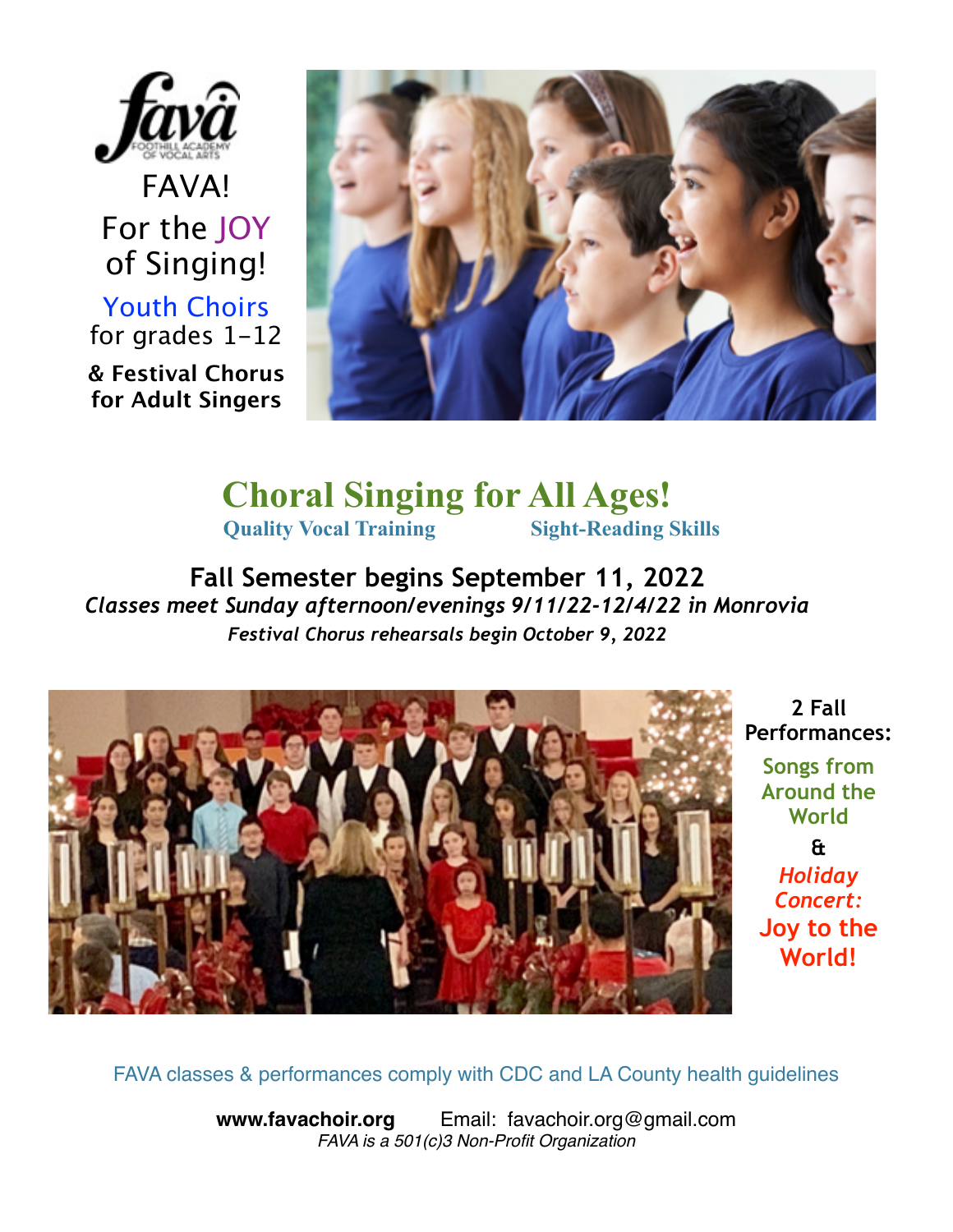fava

FOOTHILL ACADEMY OF VOCAL ARTS

FAVA!

For the JOY of Singing!

Youth Choirs for grades 1–12

**& Festival Chorus for Adult Singers**

# Choral Singing for All Ages!

**Quality Vocal Training** **Sight-Reading Skills**

## Fall Semester begins September 11, 2022

***Classes meet Sunday afternoon/evenings 9/11/22-12/4/22 in Monrovia***

***Festival Chorus rehearsals begin October 9, 2022***

**2 Fall Performances:**

Songs from Around the World

&

*Holiday Concert:*

Joy to the World!

FAVA classes & performances comply with CDC and LA County health guidelines

**www.favachoir.org** Email: favachoir.org@gmail.com

*FAVA is a 501(c)3 Non-Profit Organization*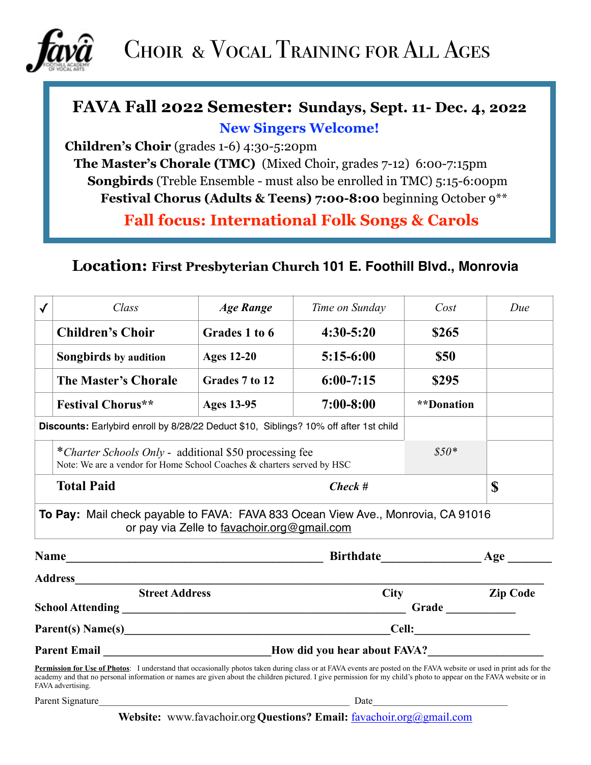# Choir & Vocal Training for All Ages

## FAVA Fall 2022 Semester: Sundays, Sept. 11- Dec. 4, 2022

**New Singers Welcome!**

**Children's Choir** (grades 1-6) 4:30-5:20pm

**The Master's Chorale (TMC)** (Mixed Choir, grades 7-12) 6:00-7:15pm

**Songbirds** (Treble Ensemble - must also be enrolled in TMC) 5:15-6:00pm

**Festival Chorus (Adults & Teens) 7:00-8:00** beginning October 9**

**Fall focus: International Folk Songs & Carols**

## Location: First Presbyterian Church 101 E. Foothill Blvd., Monrovia

| ✓ | *Class* | *Age Range* | *Time on Sunday* | *Cost* | *Due* |
|---|---|---|---|---|---|
| | **Children's Choir** | **Grades 1 to 6** | **4:30-5:20** | **$265** | |
| | **Songbirds by audition** | **Ages 12-20** | **5:15-6:00** | **$50** | |
| | **The Master's Chorale** | **Grades 7 to 12** | **6:00-7:15** | **$295** | |
| | **Festival Chorus**** | **Ages 13-95** | **7:00-8:00** | ****Donation** | |
| **Discounts:** Earlybird enroll by 8/28/22 Deduct $10, Siblings? 10% off after 1st child | | | | | |
| | **Charter Schools Only* - additional $50 processing fee<br>Note: We are a vendor for Home School Coaches & charters served by HSC | | | *$50** | |
| | **Total Paid** | | ***Check #*** | | **$** |
| **To Pay:** Mail check payable to FAVA: FAVA 833 Ocean View Ave., Monrovia, CA 91016 or pay via Zelle to favachoir.org@gmail.com | | | | | |

**Name**_________________________________________ **Birthdate**_______________ **Age** _______

**Address**___________________________________________________________________________

**Street Address** **City** **Zip Code**

**School Attending** ____________________________________________ **Grade** ___________

**Parent(s) Name(s)**__________________________________________**Cell:**___________________

**Parent Email** ___________________________**How did you hear about FAVA?**___________________

**Permission for Use of Photos**: I understand that occasionally photos taken during class or at FAVA events are posted on the FAVA website or used in print ads for the academy and that no personal information or names are given about the children pictured. I give permission for my child's photo to appear on the FAVA website or in FAVA advertising.

Parent Signature_____________________________________________ Date_________________________

**Website:** www.favachoir.org **Questions? Email:** favachoir.org@gmail.com